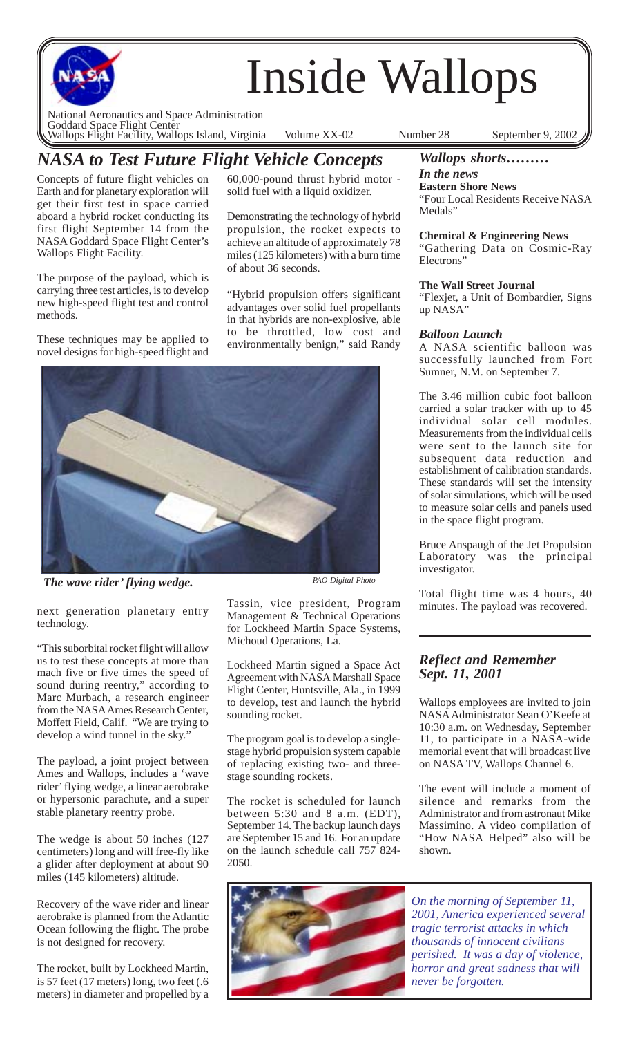# Inside Wallops

National Aeronautics and Space Administration
Goddard Space Flight Center
Wallops Flight Facility, Wallops Island, Virginia Volume XX-02 Number 28 September 9, 2002

## *NASA to Test Future Flight Vehicle Concepts*

Concepts of future flight vehicles on Earth and for planetary exploration will get their first test in space carried aboard a hybrid rocket conducting its first flight September 14 from the NASA Goddard Space Flight Center's Wallops Flight Facility.

The purpose of the payload, which is carrying three test articles, is to develop new high-speed flight test and control methods.

These techniques may be applied to novel designs for high-speed flight and next generation planetary entry technology.

"This suborbital rocket flight will allow us to test these concepts at more than mach five or five times the speed of sound during reentry," according to Marc Murbach, a research engineer from the NASA Ames Research Center, Moffett Field, Calif. "We are trying to develop a wind tunnel in the sky."

The payload, a joint project between Ames and Wallops, includes a 'wave rider' flying wedge, a linear aerobrake or hypersonic parachute, and a super stable planetary reentry probe.

The wedge is about 50 inches (127 centimeters) long and will free-fly like a glider after deployment at about 90 miles (145 kilometers) altitude.

Recovery of the wave rider and linear aerobrake is planned from the Atlantic Ocean following the flight. The probe is not designed for recovery.

The rocket, built by Lockheed Martin, is 57 feet (17 meters) long, two feet (.6 meters) in diameter and propelled by a 60,000-pound thrust hybrid motor - solid fuel with a liquid oxidizer.

Demonstrating the technology of hybrid propulsion, the rocket expects to achieve an altitude of approximately 78 miles (125 kilometers) with a burn time of about 36 seconds.

"Hybrid propulsion offers significant advantages over solid fuel propellants in that hybrids are non-explosive, able to be throttled, low cost and environmentally benign," said Randy Tassin, vice president, Program Management & Technical Operations for Lockheed Martin Space Systems, Michoud Operations, La.

*The wave rider' flying wedge.* *PAO Digital Photo*

Lockheed Martin signed a Space Act Agreement with NASA Marshall Space Flight Center, Huntsville, Ala., in 1999 to develop, test and launch the hybrid sounding rocket.

The program goal is to develop a single-stage hybrid propulsion system capable of replacing existing two- and three-stage sounding rockets.

The rocket is scheduled for launch between 5:30 and 8 a.m. (EDT), September 14. The backup launch days are September 15 and 16. For an update on the launch schedule call 757 824-2050.

## *Wallops shorts………*

### *In the news*

**Eastern Shore News**
"Four Local Residents Receive NASA Medals"

**Chemical & Engineering News**
"Gathering Data on Cosmic-Ray Electrons"

**The Wall Street Journal**
"Flexjet, a Unit of Bombardier, Signs up NASA"

### *Balloon Launch*

A NASA scientific balloon was successfully launched from Fort Sumner, N.M. on September 7.

The 3.46 million cubic foot balloon carried a solar tracker with up to 45 individual solar cell modules. Measurements from the individual cells were sent to the launch site for subsequent data reduction and establishment of calibration standards. These standards will set the intensity of solar simulations, which will be used to measure solar cells and panels used in the space flight program.

Bruce Anspaugh of the Jet Propulsion Laboratory was the principal investigator.

Total flight time was 4 hours, 40 minutes. The payload was recovered.

## *Reflect and Remember Sept. 11, 2001*

Wallops employees are invited to join NASA Administrator Sean O'Keefe at 10:30 a.m. on Wednesday, September 11, to participate in a NASA-wide memorial event that will broadcast live on NASA TV, Wallops Channel 6.

The event will include a moment of silence and remarks from the Administrator and from astronaut Mike Massimino. A video compilation of "How NASA Helped" also will be shown.

*On the morning of September 11, 2001, America experienced several tragic terrorist attacks in which thousands of innocent civilians perished. It was a day of violence, horror and great sadness that will never be forgotten.*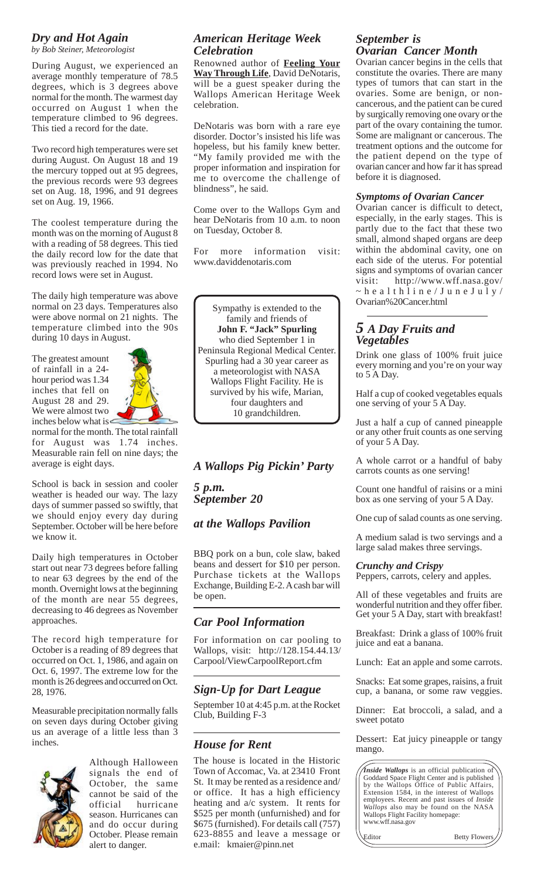## *Dry and Hot Again*

*by Bob Steiner, Meteorologist*

During August, we experienced an average monthly temperature of 78.5 degrees, which is 3 degrees above normal for the month. The warmest day occurred on August 1 when the temperature climbed to 96 degrees. This tied a record for the date.

Two record high temperatures were set during August. On August 18 and 19 the mercury topped out at 95 degrees, the previous records were 93 degrees set on Aug. 18, 1996, and 91 degrees set on Aug. 19, 1966.

The coolest temperature during the month was on the morning of August 8 with a reading of 58 degrees. This tied the daily record low for the date that was previously reached in 1994. No record lows were set in August.

The daily high temperature was above normal on 23 days. Temperatures also were above normal on 21 nights. The temperature climbed into the 90s during 10 days in August.

The greatest amount of rainfall in a 24-hour period was 1.34 inches that fell on August 28 and 29. We were almost two inches below what is normal for the month. The total rainfall for August was 1.74 inches. Measurable rain fell on nine days; the average is eight days.

School is back in session and cooler weather is headed our way. The lazy days of summer passed so swiftly, that we should enjoy every day during September. October will be here before we know it.

Daily high temperatures in October start out near 73 degrees before falling to near 63 degrees by the end of the month. Overnight lows at the beginning of the month are near 55 degrees, decreasing to 46 degrees as November approaches.

The record high temperature for October is a reading of 89 degrees that occurred on Oct. 1, 1986, and again on Oct. 6, 1997. The extreme low for the month is 26 degrees and occurred on Oct. 28, 1976.

Measurable precipitation normally falls on seven days during October giving us an average of a little less than 3 inches.

Although Halloween signals the end of October, the same cannot be said of the official hurricane season. Hurricanes can and do occur during October. Please remain alert to danger.

## *American Heritage Week Celebration*

Renowned author of **Feeling Your Way Through Life**, David DeNotaris, will be a guest speaker during the Wallops American Heritage Week celebration.

DeNotaris was born with a rare eye disorder. Doctor's insisted his life was hopeless, but his family knew better. "My family provided me with the proper information and inspiration for me to overcome the challenge of blindness", he said.

Come over to the Wallops Gym and hear DeNotaris from 10 a.m. to noon on Tuesday, October 8.

For more information visit: www.daviddenotaris.com

Sympathy is extended to the family and friends of **John F. "Jack" Spurling** who died September 1 in Peninsula Regional Medical Center. Spurling had a 30 year career as a meteorologist with NASA Wallops Flight Facility. He is survived by his wife, Marian, four daughters and 10 grandchildren.

## *A Wallops Pig Pickin' Party*

***5 p.m.***
***September 20***

### *at the Wallops Pavilion*

BBQ pork on a bun, cole slaw, baked beans and dessert for $10 per person. Purchase tickets at the Wallops Exchange, Building E-2. A cash bar will be open.

## *Car Pool Information*

For information on car pooling to Wallops, visit: http://128.154.44.13/Carpool/ViewCarpoolReport.cfm

## *Sign-Up for Dart League*

September 10 at 4:45 p.m. at the Rocket Club, Building F-3

## *House for Rent*

The house is located in the Historic Town of Accomac, Va. at 23410 Front St. It may be rented as a residence and/or office. It has a high efficiency heating and a/c system. It rents for $525 per month (unfurnished) and for $675 (furnished). For details call (757) 623-8855 and leave a message or e.mail: kmaier@pinn.net

## *September is Ovarian Cancer Month*

Ovarian cancer begins in the cells that constitute the ovaries. There are many types of tumors that can start in the ovaries. Some are benign, or non-cancerous, and the patient can be cured by surgically removing one ovary or the part of the ovary containing the tumor. Some are malignant or cancerous. The treatment options and the outcome for the patient depend on the type of ovarian cancer and how far it has spread before it is diagnosed.

### *Symptoms of Ovarian Cancer*

Ovarian cancer is difficult to detect, especially, in the early stages. This is partly due to the fact that these two small, almond shaped organs are deep within the abdominal cavity, one on each side of the uterus. For potential signs and symptoms of ovarian cancer visit: http://www.wff.nasa.gov/~healthline/JuneJuly/Ovarian%20Cancer.html

## *5 A Day Fruits and Vegetables*

Drink one glass of 100% fruit juice every morning and you're on your way to 5 A Day.

Half a cup of cooked vegetables equals one serving of your 5 A Day.

Just a half a cup of canned pineapple or any other fruit counts as one serving of your 5 A Day.

A whole carrot or a handful of baby carrots counts as one serving!

Count one handful of raisins or a mini box as one serving of your 5 A Day.

One cup of salad counts as one serving.

A medium salad is two servings and a large salad makes three servings.

### *Crunchy and Crispy*

Peppers, carrots, celery and apples.

All of these vegetables and fruits are wonderful nutrition and they offer fiber. Get your 5 A Day, start with breakfast!

Breakfast: Drink a glass of 100% fruit juice and eat a banana.

Lunch: Eat an apple and some carrots.

Snacks: Eat some grapes, raisins, a fruit cup, a banana, or some raw veggies.

Dinner: Eat broccoli, a salad, and a sweet potato

Dessert: Eat juicy pineapple or tangy mango.

***Inside Wallops*** is an official publication of Goddard Space Flight Center and is published by the Wallops Office of Public Affairs, Extension 1584, in the interest of Wallops employees. Recent and past issues of *Inside Wallops* also may be found on the NASA Wallops Flight Facility homepage: www.wff.nasa.gov

Editor Betty Flowers